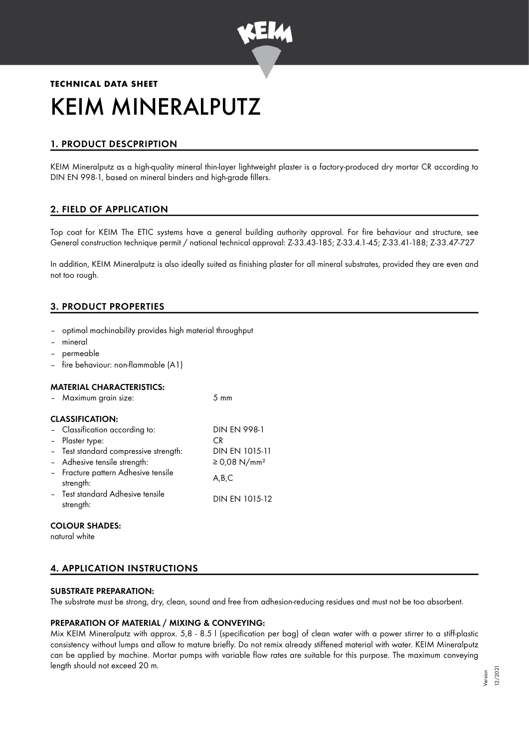**TECHNICAL DATA SHEET**

# KEIM MINERALPUTZ

## 1. PRODUCT DESCPRIPTION

KEIM Mineralputz as a high-quality mineral thin-layer lightweight plaster is a factory-produced dry mortar CR according to DIN EN 998-1, based on mineral binders and high-grade fillers.

## 2. FIELD OF APPLICATION

Top coat for KEIM The ETIC systems have a general building authority approval. For fire behaviour and structure, see General construction technique permit / national technical approval: Z-33.43-185; Z-33.4.1-45; Z-33.41-188; Z-33.47-727

In addition, KEIM Mineralputz is also ideally suited as finishing plaster for all mineral substrates, provided they are even and not too rough.

## 3. PRODUCT PROPERTIES

- optimal machinability provides high material throughput
- mineral
- permeable
- fire behaviour: non-flammable (A1)

### MATERIAL CHARACTERISTICS:

| | |
|---|---|
| – Maximum grain size: | 5 mm |

### CLASSIFICATION:

| | |
|---|---|
| – Classification according to: | DIN EN 998-1 |
| – Plaster type: | CR |
| – Test standard compressive strength: | DIN EN 1015-11 |
| – Adhesive tensile strength: | ≥ 0,08 N/mm² |
| – Fracture pattern Adhesive tensile strength: | A,B,C |
| – Test standard Adhesive tensile strength: | DIN EN 1015-12 |

### COLOUR SHADES:

natural white

## 4. APPLICATION INSTRUCTIONS

### SUBSTRATE PREPARATION:

The substrate must be strong, dry, clean, sound and free from adhesion-reducing residues and must not be too absorbent.

### PREPARATION OF MATERIAL / MIXING & CONVEYING:

Mix KEIM Mineralputz with approx. 5,8 - 8.5 l (specification per bag) of clean water with a power stirrer to a stiff-plastic consistency without lumps and allow to mature briefly. Do not remix already stiffened material with water. KEIM Mineralputz can be applied by machine. Mortar pumps with variable flow rates are suitable for this purpose. The maximum conveying length should not exceed 20 m.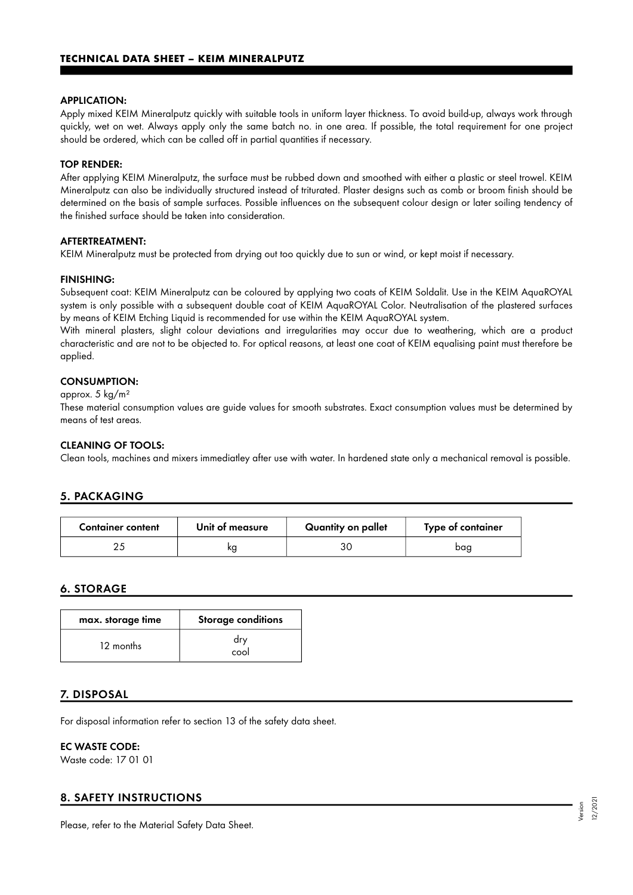**APPLICATION:**

Apply mixed KEIM Mineralputz quickly with suitable tools in uniform layer thickness. To avoid build-up, always work through quickly, wet on wet. Always apply only the same batch no. in one area. If possible, the total requirement for one project should be ordered, which can be called off in partial quantities if necessary.

**TOP RENDER:**

After applying KEIM Mineralputz, the surface must be rubbed down and smoothed with either a plastic or steel trowel. KEIM Mineralputz can also be individually structured instead of triturated. Plaster designs such as comb or broom finish should be determined on the basis of sample surfaces. Possible influences on the subsequent colour design or later soiling tendency of the finished surface should be taken into consideration.

**AFTERTREATMENT:**

KEIM Mineralputz must be protected from drying out too quickly due to sun or wind, or kept moist if necessary.

**FINISHING:**

Subsequent coat: KEIM Mineralputz can be coloured by applying two coats of KEIM Soldalit. Use in the KEIM AquaROYAL system is only possible with a subsequent double coat of KEIM AquaROYAL Color. Neutralisation of the plastered surfaces by means of KEIM Etching Liquid is recommended for use within the KEIM AquaROYAL system.

With mineral plasters, slight colour deviations and irregularities may occur due to weathering, which are a product characteristic and are not to be objected to. For optical reasons, at least one coat of KEIM equalising paint must therefore be applied.

**CONSUMPTION:**

approx. 5 kg/m²

These material consumption values are guide values for smooth substrates. Exact consumption values must be determined by means of test areas.

**CLEANING OF TOOLS:**

Clean tools, machines and mixers immediatley after use with water. In hardened state only a mechanical removal is possible.

## 5. PACKAGING

| Container content | Unit of measure | Quantity on pallet | Type of container |
|---|---|---|---|
| 25 | kg | 30 | bag |

## 6. STORAGE

| max. storage time | Storage conditions |
|---|---|
| 12 months | dry<br>cool |

## 7. DISPOSAL

For disposal information refer to section 13 of the safety data sheet.

**EC WASTE CODE:**

Waste code: 17 01 01

## 8. SAFETY INSTRUCTIONS

Please, refer to the Material Safety Data Sheet.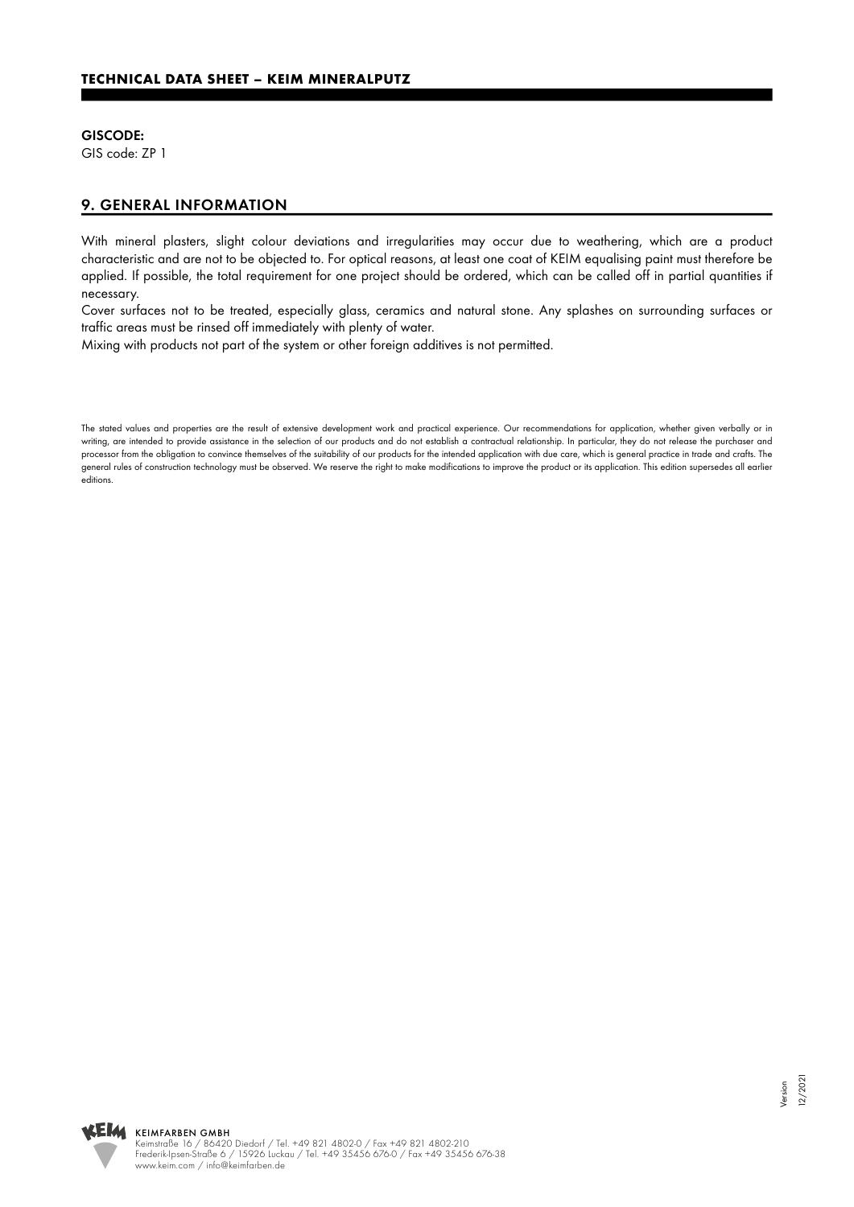**GISCODE:**

GIS code: ZP 1

## 9. GENERAL INFORMATION

With mineral plasters, slight colour deviations and irregularities may occur due to weathering, which are a product characteristic and are not to be objected to. For optical reasons, at least one coat of KEIM equalising paint must therefore be applied. If possible, the total requirement for one project should be ordered, which can be called off in partial quantities if necessary.

Cover surfaces not to be treated, especially glass, ceramics and natural stone. Any splashes on surrounding surfaces or traffic areas must be rinsed off immediately with plenty of water.

Mixing with products not part of the system or other foreign additives is not permitted.

The stated values and properties are the result of extensive development work and practical experience. Our recommendations for application, whether given verbally or in writing, are intended to provide assistance in the selection of our products and do not establish a contractual relationship. In particular, they do not release the purchaser and processor from the obligation to convince themselves of the suitability of our products for the intended application with due care, which is general practice in trade and crafts. The general rules of construction technology must be observed. We reserve the right to make modifications to improve the product or its application. This edition supersedes all earlier editions.

KEIMFARBEN GMBH
Keimstraße 16 / 86420 Diedorf / Tel. +49 821 4802-0 / Fax +49 821 4802-210
Frederik-Ipsen-Straße 6 / 15926 Luckau / Tel. +49 35456 676-0 / Fax +49 35456 676-38
www.keim.com / info@keimfarben.de

Version 12/2021